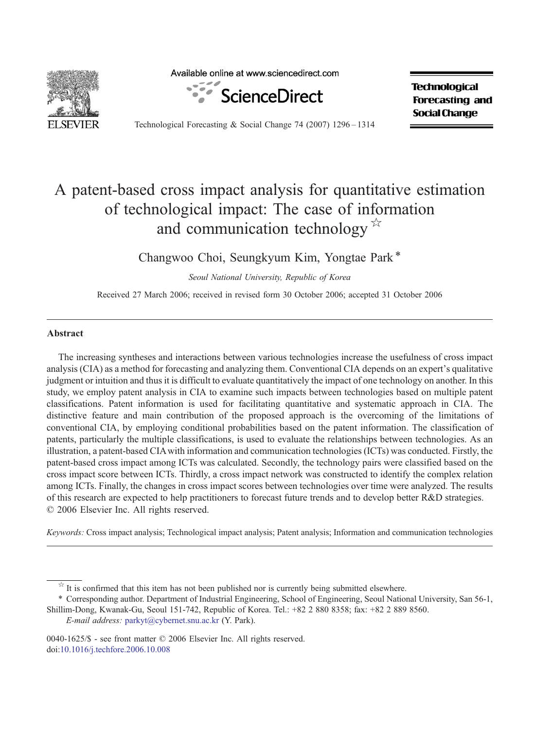# A patent-based cross impact analysis for quantitative estimation of technological impact: The case of information and communication technology ☆

Changwoo Choi, Seungkyum Kim, Yongtae Park *

*Seoul National University, Republic of Korea*

Received 27 March 2006; received in revised form 30 October 2006; accepted 31 October 2006

## Abstract

The increasing syntheses and interactions between various technologies increase the usefulness of cross impact analysis (CIA) as a method for forecasting and analyzing them. Conventional CIA depends on an expert's qualitative judgment or intuition and thus it is difficult to evaluate quantitatively the impact of one technology on another. In this study, we employ patent analysis in CIA to examine such impacts between technologies based on multiple patent classifications. Patent information is used for facilitating quantitative and systematic approach in CIA. The distinctive feature and main contribution of the proposed approach is the overcoming of the limitations of conventional CIA, by employing conditional probabilities based on the patent information. The classification of patents, particularly the multiple classifications, is used to evaluate the relationships between technologies. As an illustration, a patent-based CIA with information and communication technologies (ICTs) was conducted. Firstly, the patent-based cross impact among ICTs was calculated. Secondly, the technology pairs were classified based on the cross impact score between ICTs. Thirdly, a cross impact network was constructed to identify the complex relation among ICTs. Finally, the changes in cross impact scores between technologies over time were analyzed. The results of this research are expected to help practitioners to forecast future trends and to develop better R&D strategies.
© 2006 Elsevier Inc. All rights reserved.

*Keywords:* Cross impact analysis; Technological impact analysis; Patent analysis; Information and communication technologies

☆ It is confirmed that this item has not been published nor is currently being submitted elsewhere.

\* Corresponding author. Department of Industrial Engineering, School of Engineering, Seoul National University, San 56-1, Shillim-Dong, Kwanak-Gu, Seoul 151-742, Republic of Korea. Tel.: +82 2 880 8358; fax: +82 2 889 8560.
*E-mail address:* parkyt@cybernet.snu.ac.kr (Y. Park).

0040-1625/$ - see front matter © 2006 Elsevier Inc. All rights reserved.
doi:10.1016/j.techfore.2006.10.008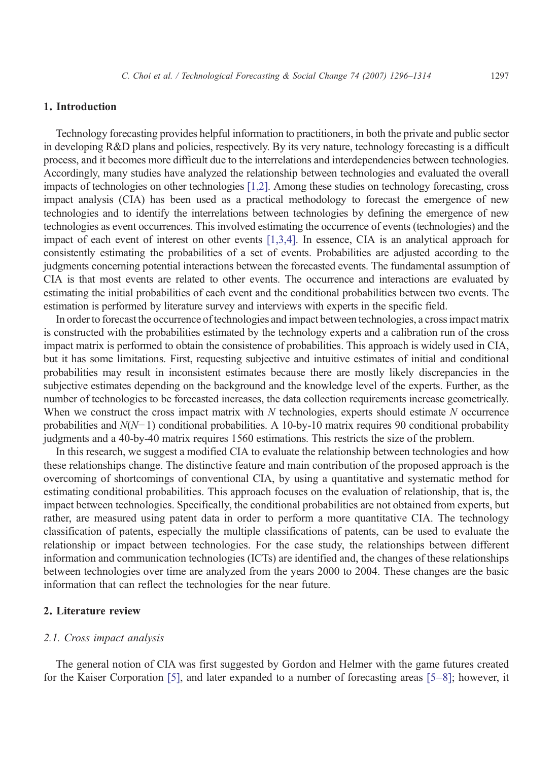## 1. Introduction

Technology forecasting provides helpful information to practitioners, in both the private and public sector in developing R&D plans and policies, respectively. By its very nature, technology forecasting is a difficult process, and it becomes more difficult due to the interrelations and interdependencies between technologies. Accordingly, many studies have analyzed the relationship between technologies and evaluated the overall impacts of technologies on other technologies [1,2]. Among these studies on technology forecasting, cross impact analysis (CIA) has been used as a practical methodology to forecast the emergence of new technologies and to identify the interrelations between technologies by defining the emergence of new technologies as event occurrences. This involved estimating the occurrence of events (technologies) and the impact of each event of interest on other events [1,3,4]. In essence, CIA is an analytical approach for consistently estimating the probabilities of a set of events. Probabilities are adjusted according to the judgments concerning potential interactions between the forecasted events. The fundamental assumption of CIA is that most events are related to other events. The occurrence and interactions are evaluated by estimating the initial probabilities of each event and the conditional probabilities between two events. The estimation is performed by literature survey and interviews with experts in the specific field.

In order to forecast the occurrence of technologies and impact between technologies, a cross impact matrix is constructed with the probabilities estimated by the technology experts and a calibration run of the cross impact matrix is performed to obtain the consistence of probabilities. This approach is widely used in CIA, but it has some limitations. First, requesting subjective and intuitive estimates of initial and conditional probabilities may result in inconsistent estimates because there are mostly likely discrepancies in the subjective estimates depending on the background and the knowledge level of the experts. Further, as the number of technologies to be forecasted increases, the data collection requirements increase geometrically. When we construct the cross impact matrix with $N$ technologies, experts should estimate $N$ occurrence probabilities and $N(N-1)$ conditional probabilities. A 10-by-10 matrix requires 90 conditional probability judgments and a 40-by-40 matrix requires 1560 estimations. This restricts the size of the problem.

In this research, we suggest a modified CIA to evaluate the relationship between technologies and how these relationships change. The distinctive feature and main contribution of the proposed approach is the overcoming of shortcomings of conventional CIA, by using a quantitative and systematic method for estimating conditional probabilities. This approach focuses on the evaluation of relationship, that is, the impact between technologies. Specifically, the conditional probabilities are not obtained from experts, but rather, are measured using patent data in order to perform a more quantitative CIA. The technology classification of patents, especially the multiple classifications of patents, can be used to evaluate the relationship or impact between technologies. For the case study, the relationships between different information and communication technologies (ICTs) are identified and, the changes of these relationships between technologies over time are analyzed from the years 2000 to 2004. These changes are the basic information that can reflect the technologies for the near future.

## 2. Literature review

### 2.1. Cross impact analysis

The general notion of CIA was first suggested by Gordon and Helmer with the game futures created for the Kaiser Corporation [5], and later expanded to a number of forecasting areas [5–8]; however, it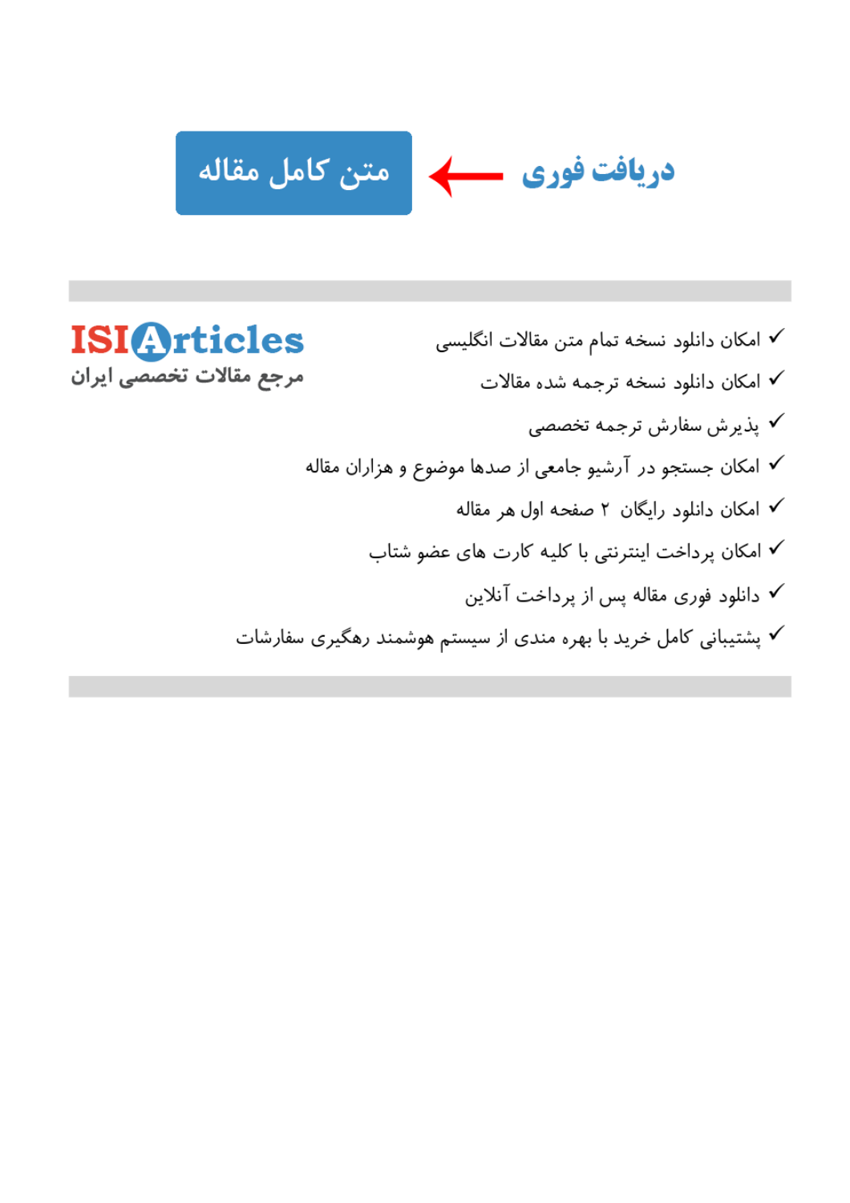دریافت فوری ← متن کامل مقاله

ISIArticles
مرجع مقالات تخصصی ایران

- ✓ امکان دانلود نسخه تمام متن مقالات انگلیسی
- ✓ امکان دانلود نسخه ترجمه شده مقالات
- ✓ پذیرش سفارش ترجمه تخصصی
- ✓ امکان جستجو در آرشیو جامعی از صدها موضوع و هزاران مقاله
- ✓ امکان دانلود رایگان ۲ صفحه اول هر مقاله
- ✓ امکان پرداخت اینترنتی با کلیه کارت های عضو شتاب
- ✓ دانلود فوری مقاله پس از پرداخت آنلاین
- ✓ پشتیبانی کامل خرید با بهره مندی از سیستم هوشمند رهگیری سفارشات